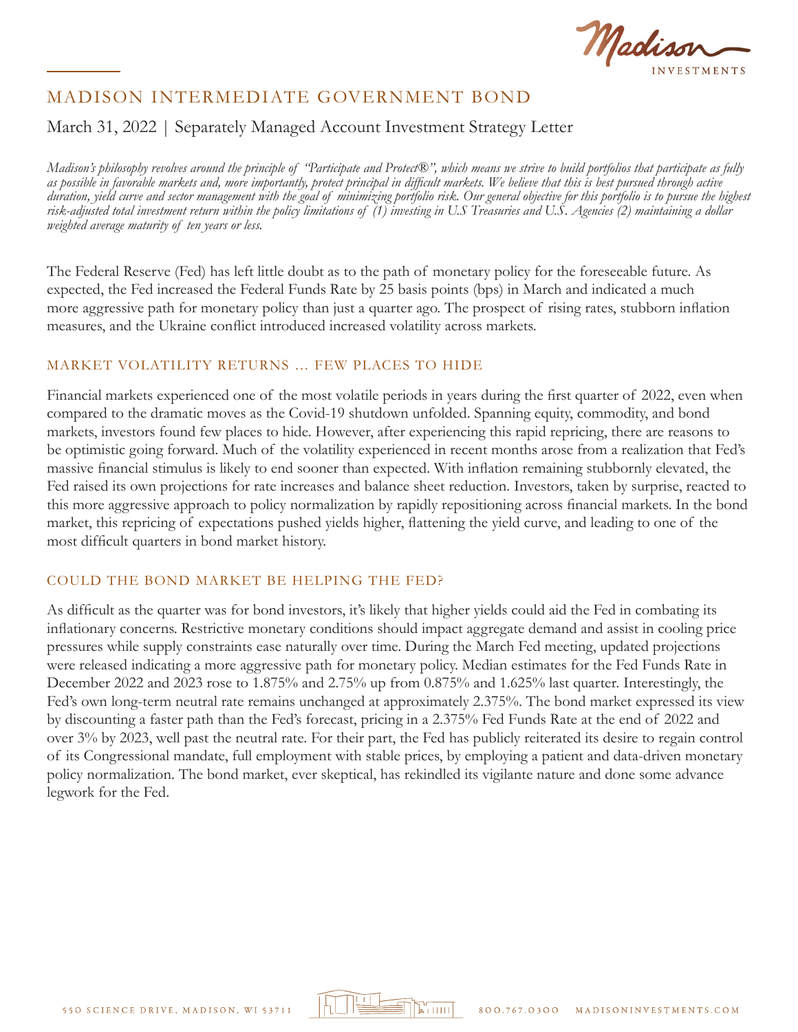# MADISON INTERMEDIATE GOVERNMENT BOND

March 31, 2022 | Separately Managed Account Investment Strategy Letter

*Madison's philosophy revolves around the principle of "Participate and Protect®", which means we strive to build portfolios that participate as fully as possible in favorable markets and, more importantly, protect principal in difficult markets. We believe that this is best pursued through active duration, yield curve and sector management with the goal of minimizing portfolio risk. Our general objective for this portfolio is to pursue the highest risk-adjusted total investment return within the policy limitations of (1) investing in U.S Treasuries and U.S. Agencies (2) maintaining a dollar weighted average maturity of ten years or less.*

The Federal Reserve (Fed) has left little doubt as to the path of monetary policy for the foreseeable future. As expected, the Fed increased the Federal Funds Rate by 25 basis points (bps) in March and indicated a much more aggressive path for monetary policy than just a quarter ago. The prospect of rising rates, stubborn inflation measures, and the Ukraine conflict introduced increased volatility across markets.

## MARKET VOLATILITY RETURNS ... FEW PLACES TO HIDE

Financial markets experienced one of the most volatile periods in years during the first quarter of 2022, even when compared to the dramatic moves as the Covid-19 shutdown unfolded. Spanning equity, commodity, and bond markets, investors found few places to hide. However, after experiencing this rapid repricing, there are reasons to be optimistic going forward. Much of the volatility experienced in recent months arose from a realization that Fed's massive financial stimulus is likely to end sooner than expected. With inflation remaining stubbornly elevated, the Fed raised its own projections for rate increases and balance sheet reduction. Investors, taken by surprise, reacted to this more aggressive approach to policy normalization by rapidly repositioning across financial markets. In the bond market, this repricing of expectations pushed yields higher, flattening the yield curve, and leading to one of the most difficult quarters in bond market history.

## COULD THE BOND MARKET BE HELPING THE FED?

As difficult as the quarter was for bond investors, it's likely that higher yields could aid the Fed in combating its inflationary concerns. Restrictive monetary conditions should impact aggregate demand and assist in cooling price pressures while supply constraints ease naturally over time. During the March Fed meeting, updated projections were released indicating a more aggressive path for monetary policy. Median estimates for the Fed Funds Rate in December 2022 and 2023 rose to 1.875% and 2.75% up from 0.875% and 1.625% last quarter. Interestingly, the Fed's own long-term neutral rate remains unchanged at approximately 2.375%. The bond market expressed its view by discounting a faster path than the Fed's forecast, pricing in a 2.375% Fed Funds Rate at the end of 2022 and over 3% by 2023, well past the neutral rate. For their part, the Fed has publicly reiterated its desire to regain control of its Congressional mandate, full employment with stable prices, by employing a patient and data-driven monetary policy normalization. The bond market, ever skeptical, has rekindled its vigilante nature and done some advance legwork for the Fed.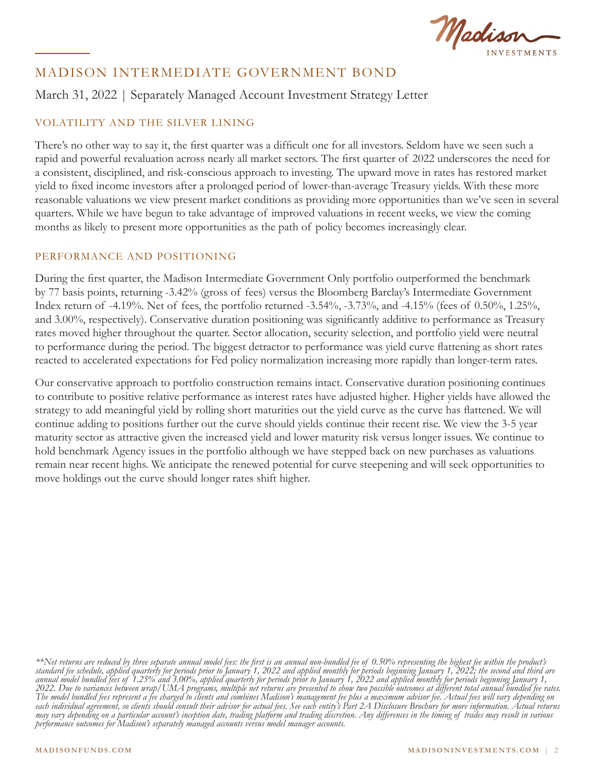# MADISON INTERMEDIATE GOVERNMENT BOND

March 31, 2022 | Separately Managed Account Investment Strategy Letter

## VOLATILITY AND THE SILVER LINING

There's no other way to say it, the first quarter was a difficult one for all investors. Seldom have we seen such a rapid and powerful revaluation across nearly all market sectors. The first quarter of 2022 underscores the need for a consistent, disciplined, and risk-conscious approach to investing. The upward move in rates has restored market yield to fixed income investors after a prolonged period of lower-than-average Treasury yields. With these more reasonable valuations we view present market conditions as providing more opportunities than we've seen in several quarters. While we have begun to take advantage of improved valuations in recent weeks, we view the coming months as likely to present more opportunities as the path of policy becomes increasingly clear.

## PERFORMANCE AND POSITIONING

During the first quarter, the Madison Intermediate Government Only portfolio outperformed the benchmark by 77 basis points, returning -3.42% (gross of fees) versus the Bloomberg Barclay's Intermediate Government Index return of -4.19%. Net of fees, the portfolio returned -3.54%, -3.73%, and -4.15% (fees of 0.50%, 1.25%, and 3.00%, respectively). Conservative duration positioning was significantly additive to performance as Treasury rates moved higher throughout the quarter. Sector allocation, security selection, and portfolio yield were neutral to performance during the period. The biggest detractor to performance was yield curve flattening as short rates reacted to accelerated expectations for Fed policy normalization increasing more rapidly than longer-term rates.

Our conservative approach to portfolio construction remains intact. Conservative duration positioning continues to contribute to positive relative performance as interest rates have adjusted higher. Higher yields have allowed the strategy to add meaningful yield by rolling short maturities out the yield curve as the curve has flattened. We will continue adding to positions further out the curve should yields continue their recent rise. We view the 3-5 year maturity sector as attractive given the increased yield and lower maturity risk versus longer issues. We continue to hold benchmark Agency issues in the portfolio although we have stepped back on new purchases as valuations remain near recent highs. We anticipate the renewed potential for curve steepening and will seek opportunities to move holdings out the curve should longer rates shift higher.

*\*\*Net returns are reduced by three separate annual model fees: the first is an annual non-bundled fee of 0.50% representing the highest fee within the product's standard fee schedule, applied quarterly for periods prior to January 1, 2022 and applied monthly for periods beginning January 1, 2022; the second and third are annual model bundled fees of 1.25% and 3.00%, applied quarterly for periods prior to January 1, 2022 and applied monthly for periods beginning January 1, 2022. Due to variances between wrap/UMA programs, multiple net returns are presented to show two possible outcomes at different total annual bundled fee rates. The model bundled fees represent a fee charged to clients and combines Madison's management fee plus a maximum advisor fee. Actual fees will vary depending on each individual agreement, so clients should consult their advisor for actual fees. See each entity's Part 2A Disclosure Brochure for more information. Actual returns may vary depending on a particular account's inception date, trading platform and trading discretion. Any differences in the timing of trades may result in various performance outcomes for Madison's separately managed accounts versus model manager accounts.*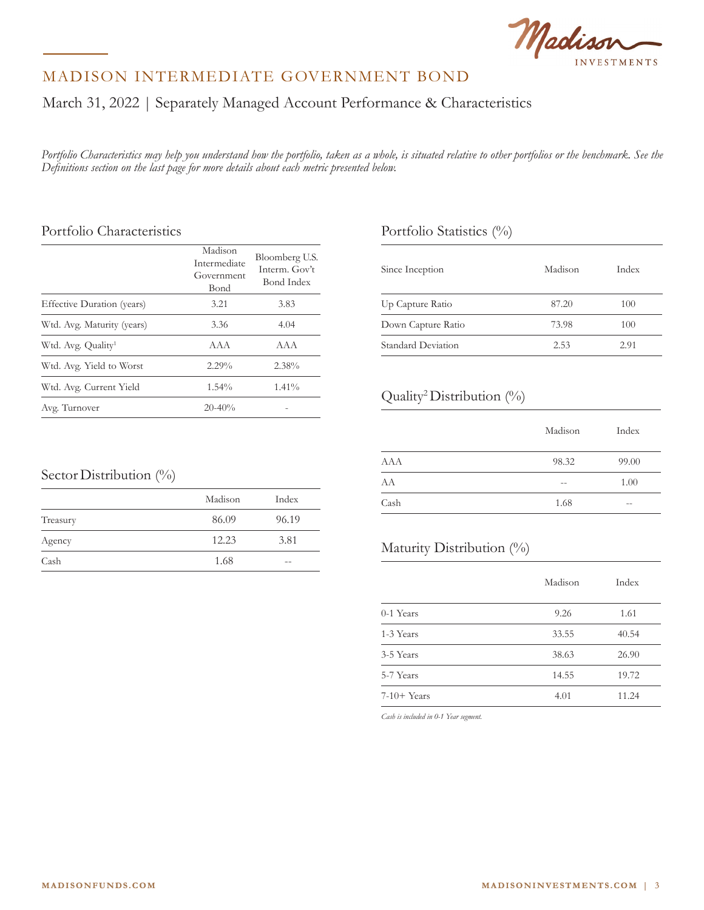# MADISON INTERMEDIATE GOVERNMENT BOND

## March 31, 2022 | Separately Managed Account Performance & Characteristics

*Portfolio Characteristics may help you understand how the portfolio, taken as a whole, is situated relative to other portfolios or the benchmark. See the Definitions section on the last page for more details about each metric presented below.*

### Portfolio Characteristics

| | Madison Intermediate Government Bond | Bloomberg U.S. Interm. Gov't Bond Index |
|---|---|---|
| Effective Duration (years) | 3.21 | 3.83 |
| Wtd. Avg. Maturity (years) | 3.36 | 4.04 |
| Wtd. Avg. Quality[1] | AAA | AAA |
| Wtd. Avg. Yield to Worst | 2.29% | 2.38% |
| Wtd. Avg. Current Yield | 1.54% | 1.41% |
| Avg. Turnover | 20-40% | - |

### Sector Distribution (%)

| | Madison | Index |
|---|---|---|
| Treasury | 86.09 | 96.19 |
| Agency | 12.23 | 3.81 |
| Cash | 1.68 | -- |

### Portfolio Statistics (%)

| Since Inception | Madison | Index |
|---|---|---|
| Up Capture Ratio | 87.20 | 100 |
| Down Capture Ratio | 73.98 | 100 |
| Standard Deviation | 2.53 | 2.91 |

### Quality[2] Distribution (%)

| | Madison | Index |
|---|---|---|
| AAA | 98.32 | 99.00 |
| AA | -- | 1.00 |
| Cash | 1.68 | -- |

### Maturity Distribution (%)

| | Madison | Index |
|---|---|---|
| 0-1 Years | 9.26 | 1.61 |
| 1-3 Years | 33.55 | 40.54 |
| 3-5 Years | 38.63 | 26.90 |
| 5-7 Years | 14.55 | 19.72 |
| 7-10+ Years | 4.01 | 11.24 |

*Cash is included in 0-1 Year segment.*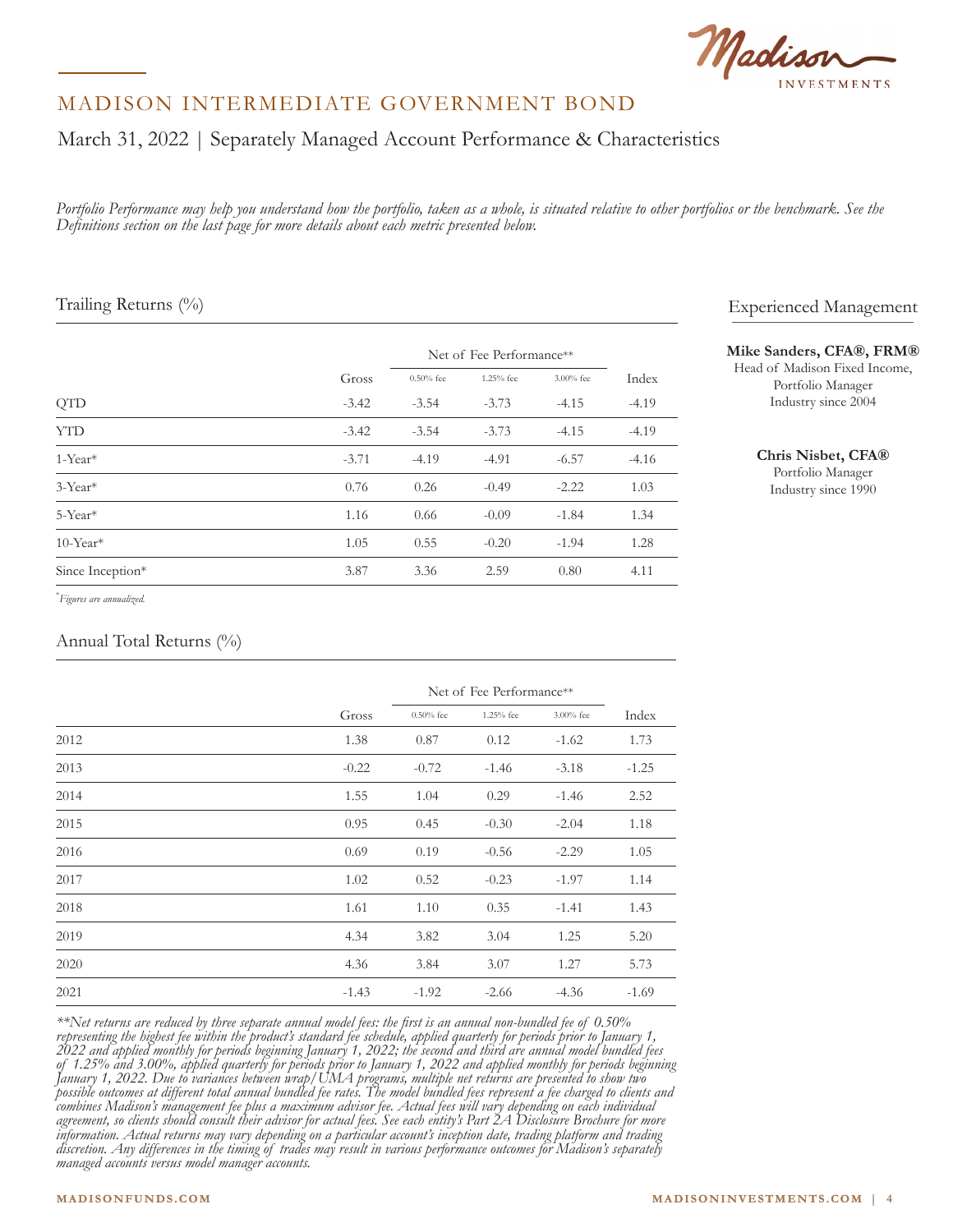# MADISON INTERMEDIATE GOVERNMENT BOND

## March 31, 2022 | Separately Managed Account Performance & Characteristics

*Portfolio Performance may help you understand how the portfolio, taken as a whole, is situated relative to other portfolios or the benchmark. See the Definitions section on the last page for more details about each metric presented below.*

### Trailing Returns (%)

| | Gross | Net of Fee Performance** | | | Index |
|---|---|---|---|---|---|
| | | 0.50% fee | 1.25% fee | 3.00% fee | |
| QTD | -3.42 | -3.54 | -3.73 | -4.15 | -4.19 |
| YTD | -3.42 | -3.54 | -3.73 | -4.15 | -4.19 |
| 1-Year* | -3.71 | -4.19 | -4.91 | -6.57 | -4.16 |
| 3-Year* | 0.76 | 0.26 | -0.49 | -2.22 | 1.03 |
| 5-Year* | 1.16 | 0.66 | -0.09 | -1.84 | 1.34 |
| 10-Year* | 1.05 | 0.55 | -0.20 | -1.94 | 1.28 |
| Since Inception* | 3.87 | 3.36 | 2.59 | 0.80 | 4.11 |

*Figures are annualized.*

### Annual Total Returns (%)

| | Gross | Net of Fee Performance** | | | Index |
|---|---|---|---|---|---|
| | | 0.50% fee | 1.25% fee | 3.00% fee | |
| 2012 | 1.38 | 0.87 | 0.12 | -1.62 | 1.73 |
| 2013 | -0.22 | -0.72 | -1.46 | -3.18 | -1.25 |
| 2014 | 1.55 | 1.04 | 0.29 | -1.46 | 2.52 |
| 2015 | 0.95 | 0.45 | -0.30 | -2.04 | 1.18 |
| 2016 | 0.69 | 0.19 | -0.56 | -2.29 | 1.05 |
| 2017 | 1.02 | 0.52 | -0.23 | -1.97 | 1.14 |
| 2018 | 1.61 | 1.10 | 0.35 | -1.41 | 1.43 |
| 2019 | 4.34 | 3.82 | 3.04 | 1.25 | 5.20 |
| 2020 | 4.36 | 3.84 | 3.07 | 1.27 | 5.73 |
| 2021 | -1.43 | -1.92 | -2.66 | -4.36 | -1.69 |

*\*\*Net returns are reduced by three separate annual model fees: the first is an annual non-bundled fee of 0.50% representing the highest fee within the product's standard fee schedule, applied quarterly for periods prior to January 1, 2022 and applied monthly for periods beginning January 1, 2022; the second and third are annual model bundled fees of 1.25% and 3.00%, applied quarterly for periods prior to January 1, 2022 and applied monthly for periods beginning January 1, 2022. Due to variances between wrap/UMA programs, multiple net returns are presented to show two possible outcomes at different total annual bundled fee rates. The model bundled fees represent a fee charged to clients and combines Madison's management fee plus a maximum advisor fee. Actual fees will vary depending on each individual agreement, so clients should consult their advisor for actual fees. See each entity's Part 2A Disclosure Brochure for more information. Actual returns may vary depending on a particular account's inception date, trading platform and trading discretion. Any differences in the timing of trades may result in various performance outcomes for Madison's separately managed accounts versus model manager accounts.*

### Experienced Management

**Mike Sanders, CFA®, FRM®**
Head of Madison Fixed Income,
Portfolio Manager
Industry since 2004

**Chris Nisbet, CFA®**
Portfolio Manager
Industry since 1990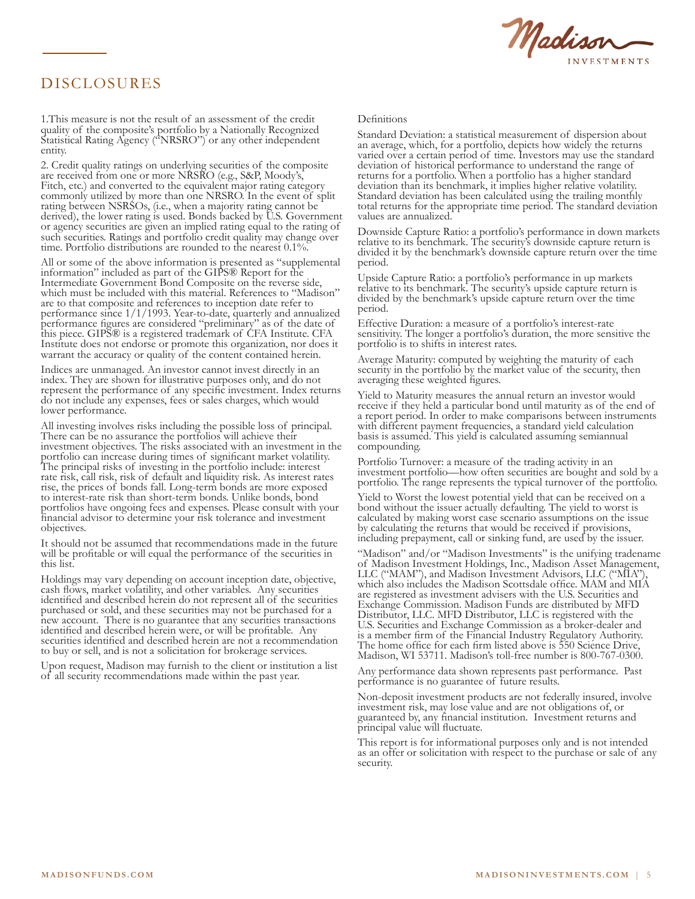# DISCLOSURES

1.This measure is not the result of an assessment of the credit quality of the composite's portfolio by a Nationally Recognized Statistical Rating Agency ("NRSRO") or any other independent entity.

2. Credit quality ratings on underlying securities of the composite are received from one or more NRSRO (e.g., S&P, Moody's, Fitch, etc.) and converted to the equivalent major rating category commonly utilized by more than one NRSRO. In the event of split rating between NSRSOs, (i.e., when a majority rating cannot be derived), the lower rating is used. Bonds backed by U.S. Government or agency securities are given an implied rating equal to the rating of such securities. Ratings and portfolio credit quality may change over time. Portfolio distributions are rounded to the nearest 0.1%.

All or some of the above information is presented as "supplemental information" included as part of the GIPS® Report for the Intermediate Government Bond Composite on the reverse side, which must be included with this material. References to "Madison" are to that composite and references to inception date refer to performance since 1/1/1993. Year-to-date, quarterly and annualized performance figures are considered "preliminary" as of the date of this piece. GIPS® is a registered trademark of CFA Institute. CFA Institute does not endorse or promote this organization, nor does it warrant the accuracy or quality of the content contained herein.

Indices are unmanaged. An investor cannot invest directly in an index. They are shown for illustrative purposes only, and do not represent the performance of any specific investment. Index returns do not include any expenses, fees or sales charges, which would lower performance.

All investing involves risks including the possible loss of principal. There can be no assurance the portfolios will achieve their investment objectives. The risks associated with an investment in the portfolio can increase during times of significant market volatility. The principal risks of investing in the portfolio include: interest rate risk, call risk, risk of default and liquidity risk. As interest rates rise, the prices of bonds fall. Long-term bonds are more exposed to interest-rate risk than short-term bonds. Unlike bonds, bond portfolios have ongoing fees and expenses. Please consult with your financial advisor to determine your risk tolerance and investment objectives.

It should not be assumed that recommendations made in the future will be profitable or will equal the performance of the securities in this list.

Holdings may vary depending on account inception date, objective, cash flows, market volatility, and other variables. Any securities identified and described herein do not represent all of the securities purchased or sold, and these securities may not be purchased for a new account. There is no guarantee that any securities transactions identified and described herein were, or will be profitable. Any securities identified and described herein are not a recommendation to buy or sell, and is not a solicitation for brokerage services.

Upon request, Madison may furnish to the client or institution a list of all security recommendations made within the past year.

Definitions

Standard Deviation: a statistical measurement of dispersion about an average, which, for a portfolio, depicts how widely the returns varied over a certain period of time. Investors may use the standard deviation of historical performance to understand the range of returns for a portfolio. When a portfolio has a higher standard deviation than its benchmark, it implies higher relative volatility. Standard deviation has been calculated using the trailing monthly total returns for the appropriate time period. The standard deviation values are annualized.

Downside Capture Ratio: a portfolio's performance in down markets relative to its benchmark. The security's downside capture return is divided it by the benchmark's downside capture return over the time period.

Upside Capture Ratio: a portfolio's performance in up markets relative to its benchmark. The security's upside capture return is divided by the benchmark's upside capture return over the time period.

Effective Duration: a measure of a portfolio's interest-rate sensitivity. The longer a portfolio's duration, the more sensitive the portfolio is to shifts in interest rates.

Average Maturity: computed by weighting the maturity of each security in the portfolio by the market value of the security, then averaging these weighted figures.

Yield to Maturity measures the annual return an investor would receive if they held a particular bond until maturity as of the end of a report period. In order to make comparisons between instruments with different payment frequencies, a standard yield calculation basis is assumed. This yield is calculated assuming semiannual compounding.

Portfolio Turnover: a measure of the trading activity in an investment portfolio—how often securities are bought and sold by a portfolio. The range represents the typical turnover of the portfolio.

Yield to Worst the lowest potential yield that can be received on a bond without the issuer actually defaulting. The yield to worst is calculated by making worst case scenario assumptions on the issue by calculating the returns that would be received if provisions, including prepayment, call or sinking fund, are used by the issuer.

"Madison" and/or "Madison Investments" is the unifying tradename of Madison Investment Holdings, Inc., Madison Asset Management, LLC ("MAM"), and Madison Investment Advisors, LLC ("MIA"), which also includes the Madison Scottsdale office. MAM and MIA are registered as investment advisers with the U.S. Securities and Exchange Commission. Madison Funds are distributed by MFD Distributor, LLC. MFD Distributor, LLC is registered with the U.S. Securities and Exchange Commission as a broker-dealer and is a member firm of the Financial Industry Regulatory Authority. The home office for each firm listed above is 550 Science Drive, Madison, WI 53711. Madison's toll-free number is 800-767-0300.

Any performance data shown represents past performance. Past performance is no guarantee of future results.

Non-deposit investment products are not federally insured, involve investment risk, may lose value and are not obligations of, or guaranteed by, any financial institution. Investment returns and principal value will fluctuate.

This report is for informational purposes only and is not intended as an offer or solicitation with respect to the purchase or sale of any security.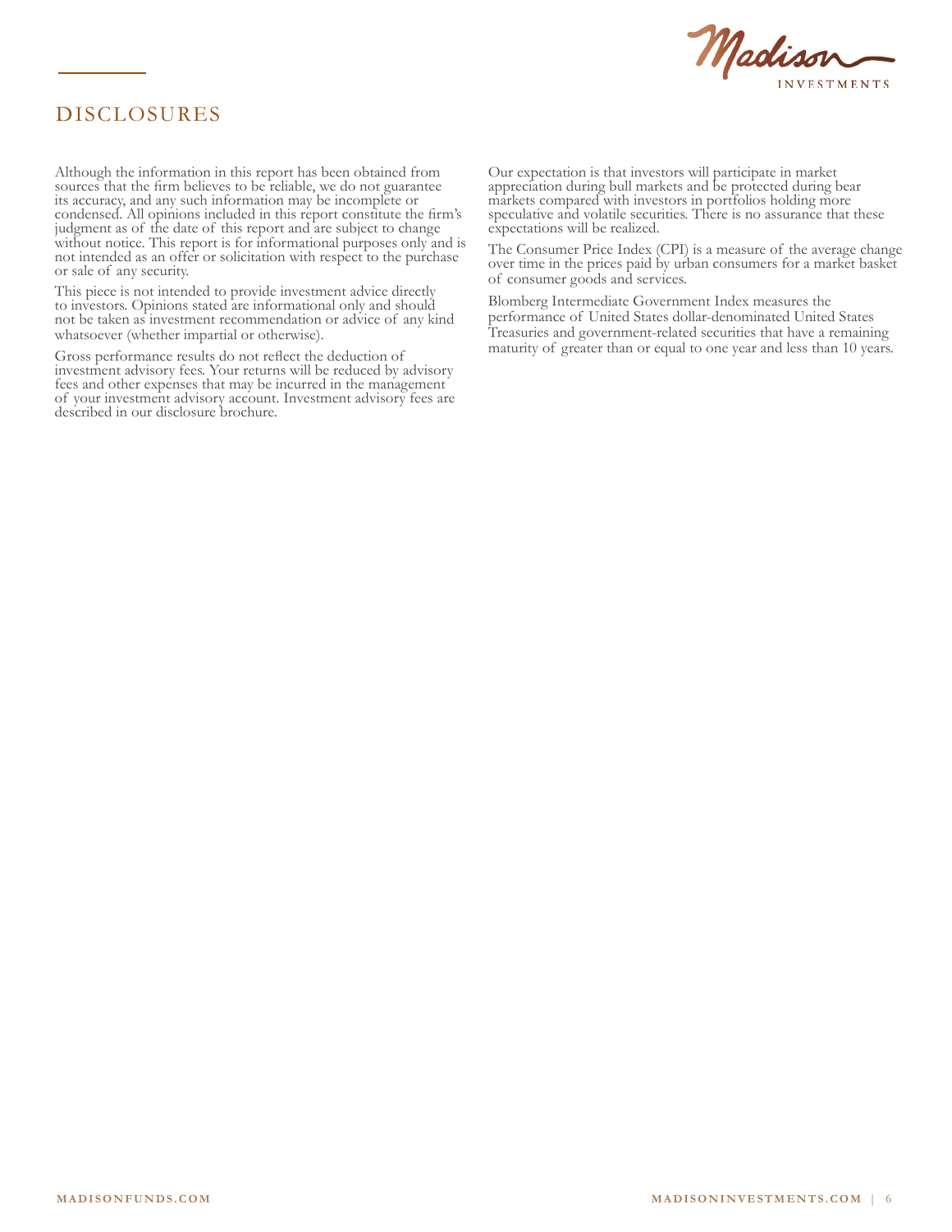# DISCLOSURES

Although the information in this report has been obtained from sources that the firm believes to be reliable, we do not guarantee its accuracy, and any such information may be incomplete or condensed. All opinions included in this report constitute the firm's judgment as of the date of this report and are subject to change without notice. This report is for informational purposes only and is not intended as an offer or solicitation with respect to the purchase or sale of any security.

This piece is not intended to provide investment advice directly to investors. Opinions stated are informational only and should not be taken as investment recommendation or advice of any kind whatsoever (whether impartial or otherwise).

Gross performance results do not reflect the deduction of investment advisory fees. Your returns will be reduced by advisory fees and other expenses that may be incurred in the management of your investment advisory account. Investment advisory fees are described in our disclosure brochure.

Our expectation is that investors will participate in market appreciation during bull markets and be protected during bear markets compared with investors in portfolios holding more speculative and volatile securities. There is no assurance that these expectations will be realized.

The Consumer Price Index (CPI) is a measure of the average change over time in the prices paid by urban consumers for a market basket of consumer goods and services.

Blomberg Intermediate Government Index measures the performance of United States dollar-denominated United States Treasuries and government-related securities that have a remaining maturity of greater than or equal to one year and less than 10 years.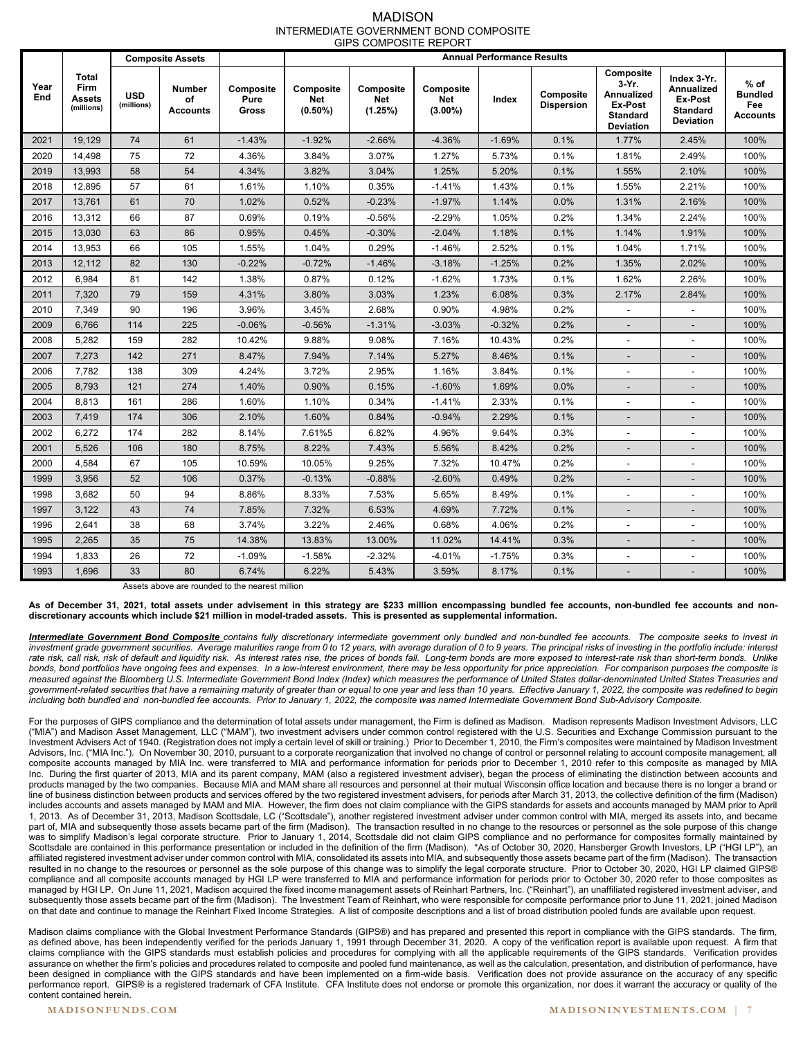# MADISON

## INTERMEDIATE GOVERNMENT BOND COMPOSITE

### GIPS COMPOSITE REPORT

| Year End | Total Firm Assets (millions) | Composite Assets | | Annual Performance Results | | | | | | | | |
|---|---|---|---|---|---|---|---|---|---|---|---|---|
| | | USD (millions) | Number of Accounts | Composite Pure Gross | Composite Net (0.50%) | Composite Net (1.25%) | Composite Net (3.00%) | Index | Composite Dispersion | Composite 3-Yr. Annualized Ex-Post Standard Deviation | Index 3-Yr. Annualized Ex-Post Standard Deviation | % of Bundled Fee Accounts |
| 2021 | 19,129 | 74 | 61 | -1.43% | -1.92% | -2.66% | -4.36% | -1.69% | 0.1% | 1.77% | 2.45% | 100% |
| 2020 | 14,498 | 75 | 72 | 4.36% | 3.84% | 3.07% | 1.27% | 5.73% | 0.1% | 1.81% | 2.49% | 100% |
| 2019 | 13,993 | 58 | 54 | 4.34% | 3.82% | 3.04% | 1.25% | 5.20% | 0.1% | 1.55% | 2.10% | 100% |
| 2018 | 12,895 | 57 | 61 | 1.61% | 1.10% | 0.35% | -1.41% | 1.43% | 0.1% | 1.55% | 2.21% | 100% |
| 2017 | 13,761 | 61 | 70 | 1.02% | 0.52% | -0.23% | -1.97% | 1.14% | 0.0% | 1.31% | 2.16% | 100% |
| 2016 | 13,312 | 66 | 87 | 0.69% | 0.19% | -0.56% | -2.29% | 1.05% | 0.2% | 1.34% | 2.24% | 100% |
| 2015 | 13,030 | 63 | 86 | 0.95% | 0.45% | -0.30% | -2.04% | 1.18% | 0.1% | 1.14% | 1.91% | 100% |
| 2014 | 13,953 | 66 | 105 | 1.55% | 1.04% | 0.29% | -1.46% | 2.52% | 0.1% | 1.04% | 1.71% | 100% |
| 2013 | 12,112 | 82 | 130 | -0.22% | -0.72% | -1.46% | -3.18% | -1.25% | 0.2% | 1.35% | 2.02% | 100% |
| 2012 | 6,984 | 81 | 142 | 1.38% | 0.87% | 0.12% | -1.62% | 1.73% | 0.1% | 1.62% | 2.26% | 100% |
| 2011 | 7,320 | 79 | 159 | 4.31% | 3.80% | 3.03% | 1.23% | 6.08% | 0.3% | 2.17% | 2.84% | 100% |
| 2010 | 7,349 | 90 | 196 | 3.96% | 3.45% | 2.68% | 0.90% | 4.98% | 0.2% | - | - | 100% |
| 2009 | 6,766 | 114 | 225 | -0.06% | -0.56% | -1.31% | -3.03% | -0.32% | 0.2% | - | - | 100% |
| 2008 | 5,282 | 159 | 282 | 10.42% | 9.88% | 9.08% | 7.16% | 10.43% | 0.2% | - | - | 100% |
| 2007 | 7,273 | 142 | 271 | 8.47% | 7.94% | 7.14% | 5.27% | 8.46% | 0.1% | - | - | 100% |
| 2006 | 7,782 | 138 | 309 | 4.24% | 3.72% | 2.95% | 1.16% | 3.84% | 0.1% | - | - | 100% |
| 2005 | 8,793 | 121 | 274 | 1.40% | 0.90% | 0.15% | -1.60% | 1.69% | 0.0% | - | - | 100% |
| 2004 | 8,813 | 161 | 286 | 1.60% | 1.10% | 0.34% | -1.41% | 2.33% | 0.1% | - | - | 100% |
| 2003 | 7,419 | 174 | 306 | 2.10% | 1.60% | 0.84% | -0.94% | 2.29% | 0.1% | - | - | 100% |
| 2002 | 6,272 | 174 | 282 | 8.14% | 7.61%5 | 6.82% | 4.96% | 9.64% | 0.3% | - | - | 100% |
| 2001 | 5,526 | 106 | 180 | 8.75% | 8.22% | 7.43% | 5.56% | 8.42% | 0.2% | - | - | 100% |
| 2000 | 4,584 | 67 | 105 | 10.59% | 10.05% | 9.25% | 7.32% | 10.47% | 0.2% | - | - | 100% |
| 1999 | 3,956 | 52 | 106 | 0.37% | -0.13% | -0.88% | -2.60% | 0.49% | 0.2% | - | - | 100% |
| 1998 | 3,682 | 50 | 94 | 8.86% | 8.33% | 7.53% | 5.65% | 8.49% | 0.1% | - | - | 100% |
| 1997 | 3,122 | 43 | 74 | 7.85% | 7.32% | 6.53% | 4.69% | 7.72% | 0.1% | - | - | 100% |
| 1996 | 2,641 | 38 | 68 | 3.74% | 3.22% | 2.46% | 0.68% | 4.06% | 0.2% | - | - | 100% |
| 1995 | 2,265 | 35 | 75 | 14.38% | 13.83% | 13.00% | 11.02% | 14.41% | 0.3% | - | - | 100% |
| 1994 | 1,833 | 26 | 72 | -1.09% | -1.58% | -2.32% | -4.01% | -1.75% | 0.3% | - | - | 100% |
| 1993 | 1,696 | 33 | 80 | 6.74% | 6.22% | 5.43% | 3.59% | 8.17% | 0.1% | - | - | 100% |

Assets above are rounded to the nearest million

**As of December 31, 2021, total assets under advisement in this strategy are $233 million encompassing bundled fee accounts, non-bundled fee accounts and non-discretionary accounts which include $21 million in model-traded assets. This is presented as supplemental information.**

***Intermediate Government Bond Composite*** *contains fully discretionary intermediate government only bundled and non-bundled fee accounts. The composite seeks to invest in investment grade government securities. Average maturities range from 0 to 12 years, with average duration of 0 to 9 years. The principal risks of investing in the portfolio include: interest rate risk, call risk, risk of default and liquidity risk. As interest rates rise, the prices of bonds fall. Long-term bonds are more exposed to interest-rate risk than short-term bonds. Unlike bonds, bond portfolios have ongoing fees and expenses. In a low-interest environment, there may be less opportunity for price appreciation. For comparison purposes the composite is measured against the Bloomberg U.S. Intermediate Government Bond Index (Index) which measures the performance of United States dollar-denominated United States Treasuries and government-related securities that have a remaining maturity of greater than or equal to one year and less than 10 years. Effective January 1, 2022, the composite was redefined to begin including both bundled and non-bundled fee accounts. Prior to January 1, 2022, the composite was named Intermediate Government Bond Sub-Advisory Composite.*

For the purposes of GIPS compliance and the determination of total assets under management, the Firm is defined as Madison. Madison represents Madison Investment Advisors, LLC ("MIA") and Madison Asset Management, LLC ("MAM"), two investment advisers under common control registered with the U.S. Securities and Exchange Commission pursuant to the Investment Advisers Act of 1940. (Registration does not imply a certain level of skill or training.) Prior to December 1, 2010, the Firm's composites were maintained by Madison Investment Advisors, Inc. ("MIA Inc."). On November 30, 2010, pursuant to a corporate reorganization that involved no change of control or personnel relating to account composite management, all composite accounts managed by MIA Inc. were transferred to MIA and performance information for periods prior to December 1, 2010 refer to this composite as managed by MIA Inc. During the first quarter of 2013, MIA and its parent company, MAM (also a registered investment adviser), began the process of eliminating the distinction between accounts and products managed by the two companies. Because MIA and MAM share all resources and personnel at their mutual Wisconsin office location and because there is no longer a brand or line of business distinction between products and services offered by the two registered investment advisers, for periods after March 31, 2013, the collective definition of the firm (Madison) includes accounts and assets managed by MAM and MIA. However, the firm does not claim compliance with the GIPS standards for assets and accounts managed by MAM prior to April 1, 2013. As of December 31, 2013, Madison Scottsdale, LC ("Scottsdale"), another registered investment adviser under common control with MIA, merged its assets into, and became part of, MIA and subsequently those assets became part of the firm (Madison). The transaction resulted in no change to the resources or personnel as the sole purpose of this change was to simplify Madison's legal corporate structure. Prior to January 1, 2014, Scottsdale did not claim GIPS compliance and no performance for composites formally maintained by Scottsdale are contained in this performance presentation or included in the definition of the firm (Madison). *As of October 30, 2020, Hansberger Growth Investors, LP ("HGI LP"), an affiliated registered investment adviser under common control with MIA, consolidated its assets into MIA, and subsequently those assets became part of the firm (Madison). The transaction resulted in no change to the resources or personnel as the sole purpose of this change was to simplify the legal corporate structure. Prior to October 30, 2020, HGI LP claimed GIPS® compliance and all composite accounts managed by HGI LP were transferred to MIA and performance information for periods prior to October 30, 2020 refer to those composites as managed by HGI LP. On June 11, 2021, Madison acquired the fixed income management assets of Reinhart Partners, Inc. ("Reinhart"), an unaffiliated registered investment adviser, and subsequently those assets became part of the firm (Madison). The Investment Team of Reinhart, who were responsible for composite performance prior to June 11, 2021, joined Madison on that date and continue to manage the Reinhart Fixed Income Strategies. A list of composite descriptions and a list of broad distribution pooled funds are available upon request.

Madison claims compliance with the Global Investment Performance Standards (GIPS®) and has prepared and presented this report in compliance with the GIPS standards. The firm, as defined above, has been independently verified for the periods January 1, 1991 through December 31, 2020. A copy of the verification report is available upon request. A firm that claims compliance with the GIPS standards must establish policies and procedures for complying with all the applicable requirements of the GIPS standards. Verification provides assurance on whether the firm's policies and procedures related to composite and pooled fund maintenance, as well as the calculation, presentation, and distribution of performance, have been designed in compliance with the GIPS standards and have been implemented on a firm-wide basis. Verification does not provide assurance on the accuracy of any specific performance report. GIPS® is a registered trademark of CFA Institute. CFA Institute does not endorse or promote this organization, nor does it warrant the accuracy or quality of the content contained herein.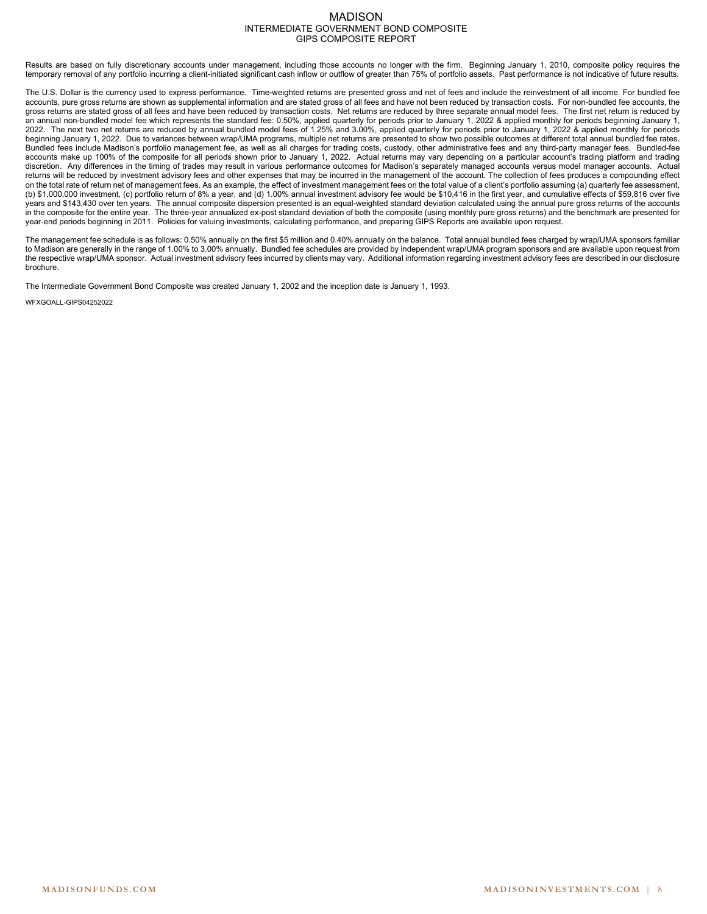# MADISON
## INTERMEDIATE GOVERNMENT BOND COMPOSITE
## GIPS COMPOSITE REPORT

Results are based on fully discretionary accounts under management, including those accounts no longer with the firm. Beginning January 1, 2010, composite policy requires the temporary removal of any portfolio incurring a client-initiated significant cash inflow or outflow of greater than 75% of portfolio assets. Past performance is not indicative of future results.

The U.S. Dollar is the currency used to express performance. Time-weighted returns are presented gross and net of fees and include the reinvestment of all income. For bundled fee accounts, pure gross returns are shown as supplemental information and are stated gross of all fees and have not been reduced by transaction costs. For non-bundled fee accounts, the gross returns are stated gross of all fees and have been reduced by transaction costs. Net returns are reduced by three separate annual model fees. The first net return is reduced by an annual non-bundled model fee which represents the standard fee: 0.50%, applied quarterly for periods prior to January 1, 2022 & applied monthly for periods beginning January 1, 2022. The next two net returns are reduced by annual bundled model fees of 1.25% and 3.00%, applied quarterly for periods prior to January 1, 2022 & applied monthly for periods beginning January 1, 2022. Due to variances between wrap/UMA programs, multiple net returns are presented to show two possible outcomes at different total annual bundled fee rates. Bundled fees include Madison's portfolio management fee, as well as all charges for trading costs, custody, other administrative fees and any third-party manager fees. Bundled-fee accounts make up 100% of the composite for all periods shown prior to January 1, 2022. Actual returns may vary depending on a particular account's trading platform and trading discretion. Any differences in the timing of trades may result in various performance outcomes for Madison's separately managed accounts versus model manager accounts. Actual returns will be reduced by investment advisory fees and other expenses that may be incurred in the management of the account. The collection of fees produces a compounding effect on the total rate of return net of management fees. As an example, the effect of investment management fees on the total value of a client's portfolio assuming (a) quarterly fee assessment, (b) $1,000,000 investment, (c) portfolio return of 8% a year, and (d) 1.00% annual investment advisory fee would be $10,416 in the first year, and cumulative effects of $59,816 over five years and $143,430 over ten years. The annual composite dispersion presented is an equal-weighted standard deviation calculated using the annual pure gross returns of the accounts in the composite for the entire year. The three-year annualized ex-post standard deviation of both the composite (using monthly pure gross returns) and the benchmark are presented for year-end periods beginning in 2011. Policies for valuing investments, calculating performance, and preparing GIPS Reports are available upon request.

The management fee schedule is as follows: 0.50% annually on the first $5 million and 0.40% annually on the balance. Total annual bundled fees charged by wrap/UMA sponsors familiar to Madison are generally in the range of 1.00% to 3.00% annually. Bundled fee schedules are provided by independent wrap/UMA program sponsors and are available upon request from the respective wrap/UMA sponsor. Actual investment advisory fees incurred by clients may vary. Additional information regarding investment advisory fees are described in our disclosure brochure.

The Intermediate Government Bond Composite was created January 1, 2002 and the inception date is January 1, 1993.

WFXGOALL-GIPS04252022